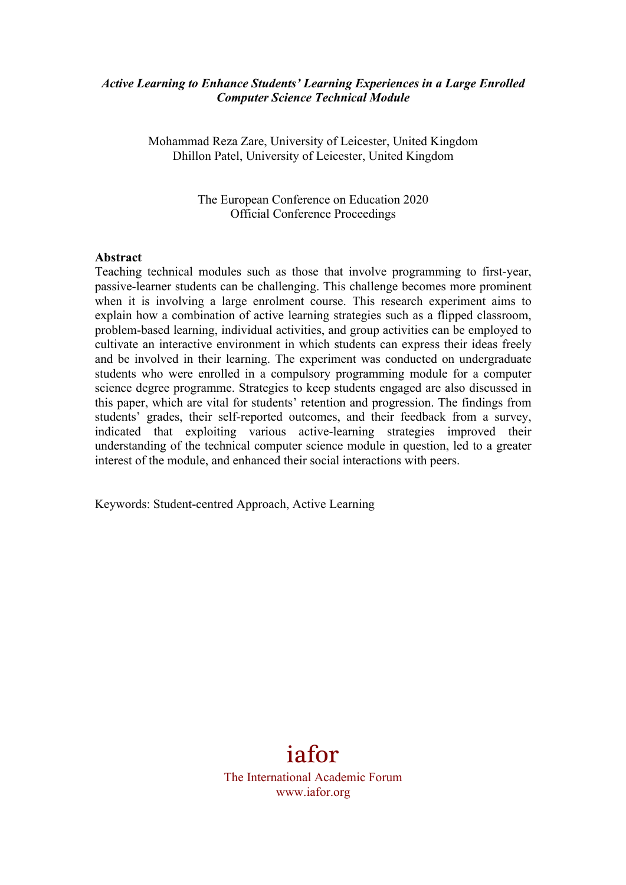*Active Learning to Enhance Students' Learning Experiences in a Large Enrolled Computer Science Technical Module*

Mohammad Reza Zare, University of Leicester, United Kingdom
Dhillon Patel, University of Leicester, United Kingdom

The European Conference on Education 2020
Official Conference Proceedings

**Abstract**

Teaching technical modules such as those that involve programming to first-year, passive-learner students can be challenging. This challenge becomes more prominent when it is involving a large enrolment course. This research experiment aims to explain how a combination of active learning strategies such as a flipped classroom, problem-based learning, individual activities, and group activities can be employed to cultivate an interactive environment in which students can express their ideas freely and be involved in their learning. The experiment was conducted on undergraduate students who were enrolled in a compulsory programming module for a computer science degree programme. Strategies to keep students engaged are also discussed in this paper, which are vital for students' retention and progression. The findings from students' grades, their self-reported outcomes, and their feedback from a survey, indicated that exploiting various active-learning strategies improved their understanding of the technical computer science module in question, led to a greater interest of the module, and enhanced their social interactions with peers.

Keywords: Student-centred Approach, Active Learning

iafor

The International Academic Forum
www.iafor.org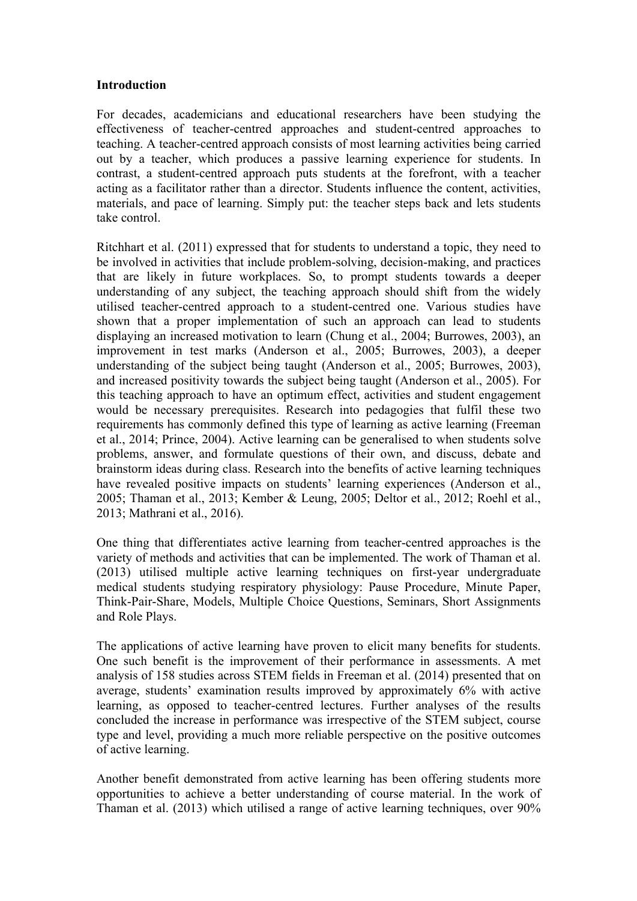**Introduction**

For decades, academicians and educational researchers have been studying the effectiveness of teacher-centred approaches and student-centred approaches to teaching. A teacher-centred approach consists of most learning activities being carried out by a teacher, which produces a passive learning experience for students. In contrast, a student-centred approach puts students at the forefront, with a teacher acting as a facilitator rather than a director. Students influence the content, activities, materials, and pace of learning. Simply put: the teacher steps back and lets students take control.

Ritchhart et al. (2011) expressed that for students to understand a topic, they need to be involved in activities that include problem-solving, decision-making, and practices that are likely in future workplaces. So, to prompt students towards a deeper understanding of any subject, the teaching approach should shift from the widely utilised teacher-centred approach to a student-centred one. Various studies have shown that a proper implementation of such an approach can lead to students displaying an increased motivation to learn (Chung et al., 2004; Burrowes, 2003), an improvement in test marks (Anderson et al., 2005; Burrowes, 2003), a deeper understanding of the subject being taught (Anderson et al., 2005; Burrowes, 2003), and increased positivity towards the subject being taught (Anderson et al., 2005). For this teaching approach to have an optimum effect, activities and student engagement would be necessary prerequisites. Research into pedagogies that fulfil these two requirements has commonly defined this type of learning as active learning (Freeman et al., 2014; Prince, 2004). Active learning can be generalised to when students solve problems, answer, and formulate questions of their own, and discuss, debate and brainstorm ideas during class. Research into the benefits of active learning techniques have revealed positive impacts on students' learning experiences (Anderson et al., 2005; Thaman et al., 2013; Kember & Leung, 2005; Deltor et al., 2012; Roehl et al., 2013; Mathrani et al., 2016).

One thing that differentiates active learning from teacher-centred approaches is the variety of methods and activities that can be implemented. The work of Thaman et al. (2013) utilised multiple active learning techniques on first-year undergraduate medical students studying respiratory physiology: Pause Procedure, Minute Paper, Think-Pair-Share, Models, Multiple Choice Questions, Seminars, Short Assignments and Role Plays.

The applications of active learning have proven to elicit many benefits for students. One such benefit is the improvement of their performance in assessments. A met analysis of 158 studies across STEM fields in Freeman et al. (2014) presented that on average, students' examination results improved by approximately 6% with active learning, as opposed to teacher-centred lectures. Further analyses of the results concluded the increase in performance was irrespective of the STEM subject, course type and level, providing a much more reliable perspective on the positive outcomes of active learning.

Another benefit demonstrated from active learning has been offering students more opportunities to achieve a better understanding of course material. In the work of Thaman et al. (2013) which utilised a range of active learning techniques, over 90%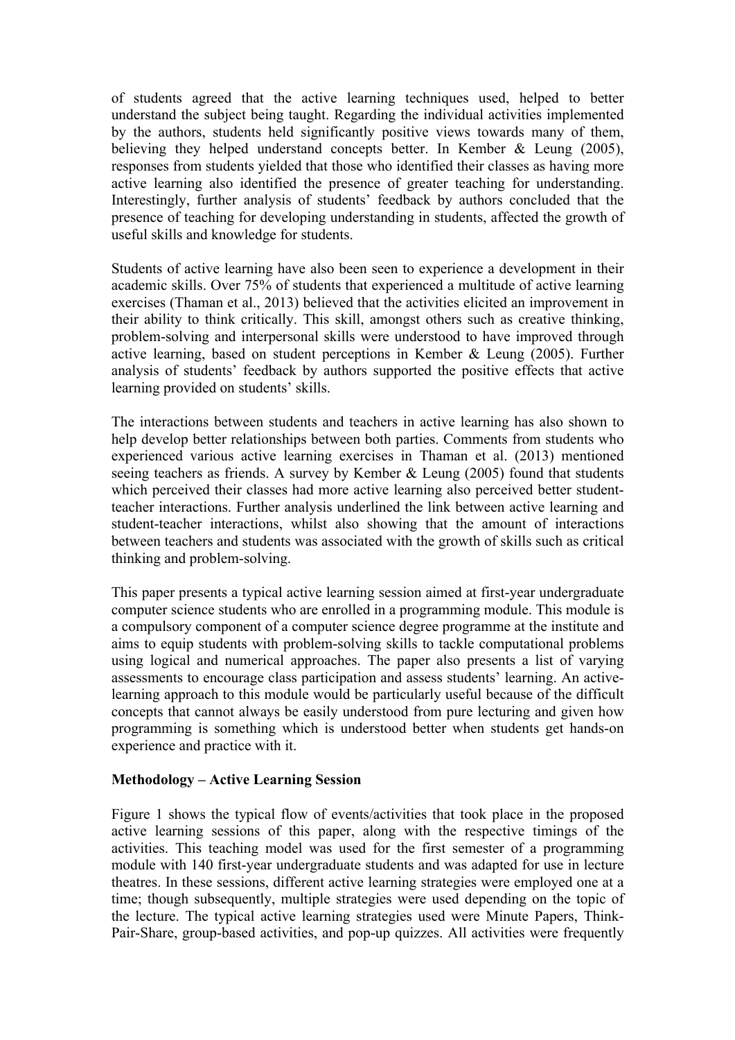of students agreed that the active learning techniques used, helped to better understand the subject being taught. Regarding the individual activities implemented by the authors, students held significantly positive views towards many of them, believing they helped understand concepts better. In Kember & Leung (2005), responses from students yielded that those who identified their classes as having more active learning also identified the presence of greater teaching for understanding. Interestingly, further analysis of students' feedback by authors concluded that the presence of teaching for developing understanding in students, affected the growth of useful skills and knowledge for students.

Students of active learning have also been seen to experience a development in their academic skills. Over 75% of students that experienced a multitude of active learning exercises (Thaman et al., 2013) believed that the activities elicited an improvement in their ability to think critically. This skill, amongst others such as creative thinking, problem-solving and interpersonal skills were understood to have improved through active learning, based on student perceptions in Kember & Leung (2005). Further analysis of students' feedback by authors supported the positive effects that active learning provided on students' skills.

The interactions between students and teachers in active learning has also shown to help develop better relationships between both parties. Comments from students who experienced various active learning exercises in Thaman et al. (2013) mentioned seeing teachers as friends. A survey by Kember & Leung (2005) found that students which perceived their classes had more active learning also perceived better student-teacher interactions. Further analysis underlined the link between active learning and student-teacher interactions, whilst also showing that the amount of interactions between teachers and students was associated with the growth of skills such as critical thinking and problem-solving.

This paper presents a typical active learning session aimed at first-year undergraduate computer science students who are enrolled in a programming module. This module is a compulsory component of a computer science degree programme at the institute and aims to equip students with problem-solving skills to tackle computational problems using logical and numerical approaches. The paper also presents a list of varying assessments to encourage class participation and assess students' learning. An active-learning approach to this module would be particularly useful because of the difficult concepts that cannot always be easily understood from pure lecturing and given how programming is something which is understood better when students get hands-on experience and practice with it.

## Methodology – Active Learning Session

Figure 1 shows the typical flow of events/activities that took place in the proposed active learning sessions of this paper, along with the respective timings of the activities. This teaching model was used for the first semester of a programming module with 140 first-year undergraduate students and was adapted for use in lecture theatres. In these sessions, different active learning strategies were employed one at a time; though subsequently, multiple strategies were used depending on the topic of the lecture. The typical active learning strategies used were Minute Papers, Think-Pair-Share, group-based activities, and pop-up quizzes. All activities were frequently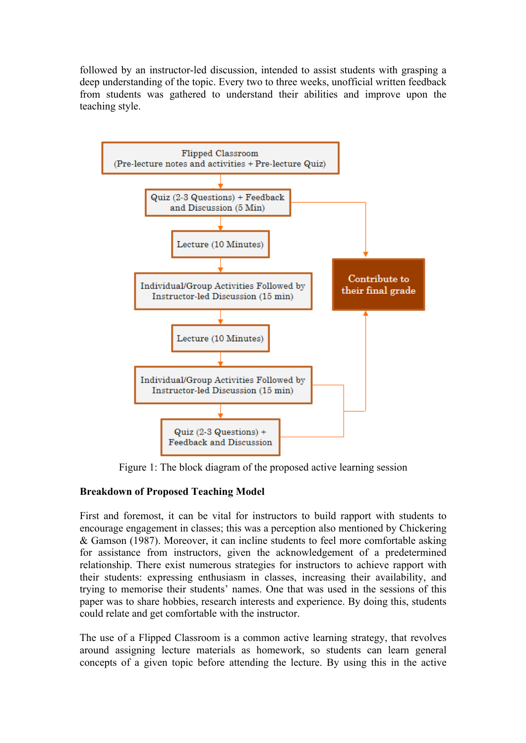followed by an instructor-led discussion, intended to assist students with grasping a deep understanding of the topic. Every two to three weeks, unofficial written feedback from students was gathered to understand their abilities and improve upon the teaching style.

Flipped Classroom
(Pre-lecture notes and activities + Pre-lecture Quiz)

Quiz (2-3 Questions) + Feedback and Discussion (5 Min)

Lecture (10 Minutes)

Individual/Group Activities Followed by Instructor-led Discussion (15 min)

Lecture (10 Minutes)

Individual/Group Activities Followed by Instructor-led Discussion (15 min)

Quiz (2-3 Questions) + Feedback and Discussion

Contribute to their final grade

Figure 1: The block diagram of the proposed active learning session

**Breakdown of Proposed Teaching Model**

First and foremost, it can be vital for instructors to build rapport with students to encourage engagement in classes; this was a perception also mentioned by Chickering & Gamson (1987). Moreover, it can incline students to feel more comfortable asking for assistance from instructors, given the acknowledgement of a predetermined relationship. There exist numerous strategies for instructors to achieve rapport with their students: expressing enthusiasm in classes, increasing their availability, and trying to memorise their students' names. One that was used in the sessions of this paper was to share hobbies, research interests and experience. By doing this, students could relate and get comfortable with the instructor.

The use of a Flipped Classroom is a common active learning strategy, that revolves around assigning lecture materials as homework, so students can learn general concepts of a given topic before attending the lecture. By using this in the active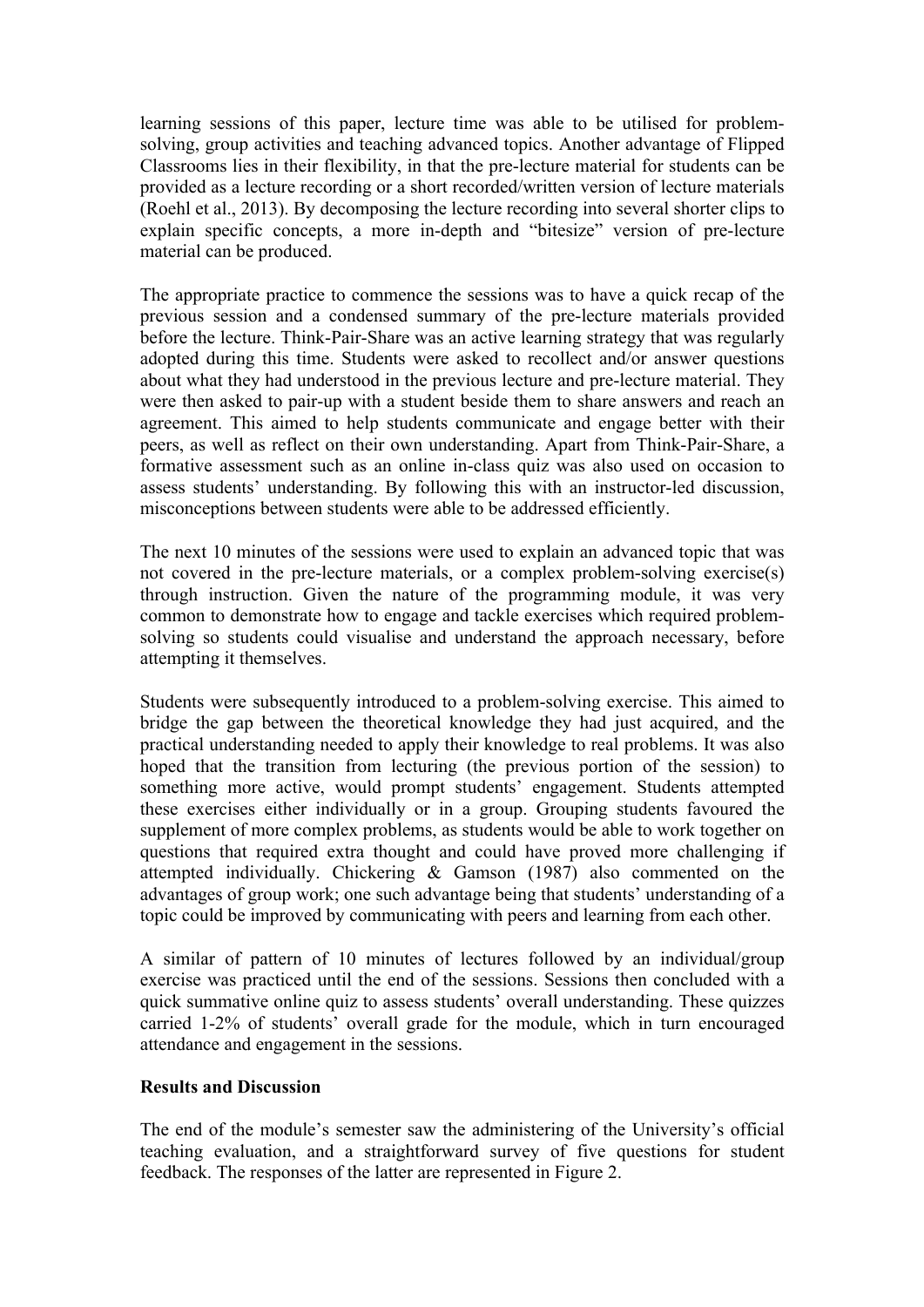learning sessions of this paper, lecture time was able to be utilised for problem-solving, group activities and teaching advanced topics. Another advantage of Flipped Classrooms lies in their flexibility, in that the pre-lecture material for students can be provided as a lecture recording or a short recorded/written version of lecture materials (Roehl et al., 2013). By decomposing the lecture recording into several shorter clips to explain specific concepts, a more in-depth and "bitesize" version of pre-lecture material can be produced.

The appropriate practice to commence the sessions was to have a quick recap of the previous session and a condensed summary of the pre-lecture materials provided before the lecture. Think-Pair-Share was an active learning strategy that was regularly adopted during this time. Students were asked to recollect and/or answer questions about what they had understood in the previous lecture and pre-lecture material. They were then asked to pair-up with a student beside them to share answers and reach an agreement. This aimed to help students communicate and engage better with their peers, as well as reflect on their own understanding. Apart from Think-Pair-Share, a formative assessment such as an online in-class quiz was also used on occasion to assess students' understanding. By following this with an instructor-led discussion, misconceptions between students were able to be addressed efficiently.

The next 10 minutes of the sessions were used to explain an advanced topic that was not covered in the pre-lecture materials, or a complex problem-solving exercise(s) through instruction. Given the nature of the programming module, it was very common to demonstrate how to engage and tackle exercises which required problem-solving so students could visualise and understand the approach necessary, before attempting it themselves.

Students were subsequently introduced to a problem-solving exercise. This aimed to bridge the gap between the theoretical knowledge they had just acquired, and the practical understanding needed to apply their knowledge to real problems. It was also hoped that the transition from lecturing (the previous portion of the session) to something more active, would prompt students' engagement. Students attempted these exercises either individually or in a group. Grouping students favoured the supplement of more complex problems, as students would be able to work together on questions that required extra thought and could have proved more challenging if attempted individually. Chickering & Gamson (1987) also commented on the advantages of group work; one such advantage being that students' understanding of a topic could be improved by communicating with peers and learning from each other.

A similar of pattern of 10 minutes of lectures followed by an individual/group exercise was practiced until the end of the sessions. Sessions then concluded with a quick summative online quiz to assess students' overall understanding. These quizzes carried 1-2% of students' overall grade for the module, which in turn encouraged attendance and engagement in the sessions.

**Results and Discussion**

The end of the module's semester saw the administering of the University's official teaching evaluation, and a straightforward survey of five questions for student feedback. The responses of the latter are represented in Figure 2.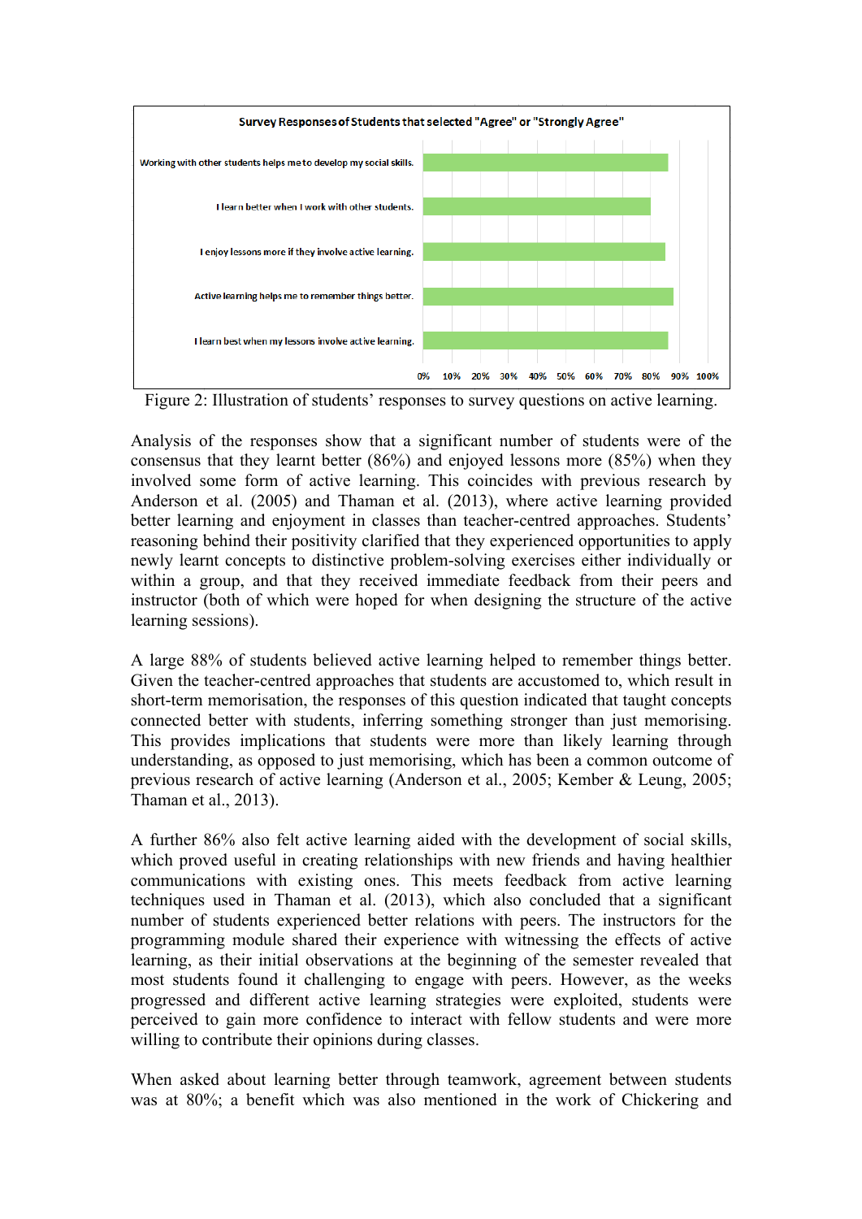Figure 2: Illustration of students' responses to survey questions on active learning.

Analysis of the responses show that a significant number of students were of the consensus that they learnt better (86%) and enjoyed lessons more (85%) when they involved some form of active learning. This coincides with previous research by Anderson et al. (2005) and Thaman et al. (2013), where active learning provided better learning and enjoyment in classes than teacher-centred approaches. Students' reasoning behind their positivity clarified that they experienced opportunities to apply newly learnt concepts to distinctive problem-solving exercises either individually or within a group, and that they received immediate feedback from their peers and instructor (both of which were hoped for when designing the structure of the active learning sessions).

A large 88% of students believed active learning helped to remember things better. Given the teacher-centred approaches that students are accustomed to, which result in short-term memorisation, the responses of this question indicated that taught concepts connected better with students, inferring something stronger than just memorising. This provides implications that students were more than likely learning through understanding, as opposed to just memorising, which has been a common outcome of previous research of active learning (Anderson et al., 2005; Kember & Leung, 2005; Thaman et al., 2013).

A further 86% also felt active learning aided with the development of social skills, which proved useful in creating relationships with new friends and having healthier communications with existing ones. This meets feedback from active learning techniques used in Thaman et al. (2013), which also concluded that a significant number of students experienced better relations with peers. The instructors for the programming module shared their experience with witnessing the effects of active learning, as their initial observations at the beginning of the semester revealed that most students found it challenging to engage with peers. However, as the weeks progressed and different active learning strategies were exploited, students were perceived to gain more confidence to interact with fellow students and were more willing to contribute their opinions during classes.

When asked about learning better through teamwork, agreement between students was at 80%; a benefit which was also mentioned in the work of Chickering and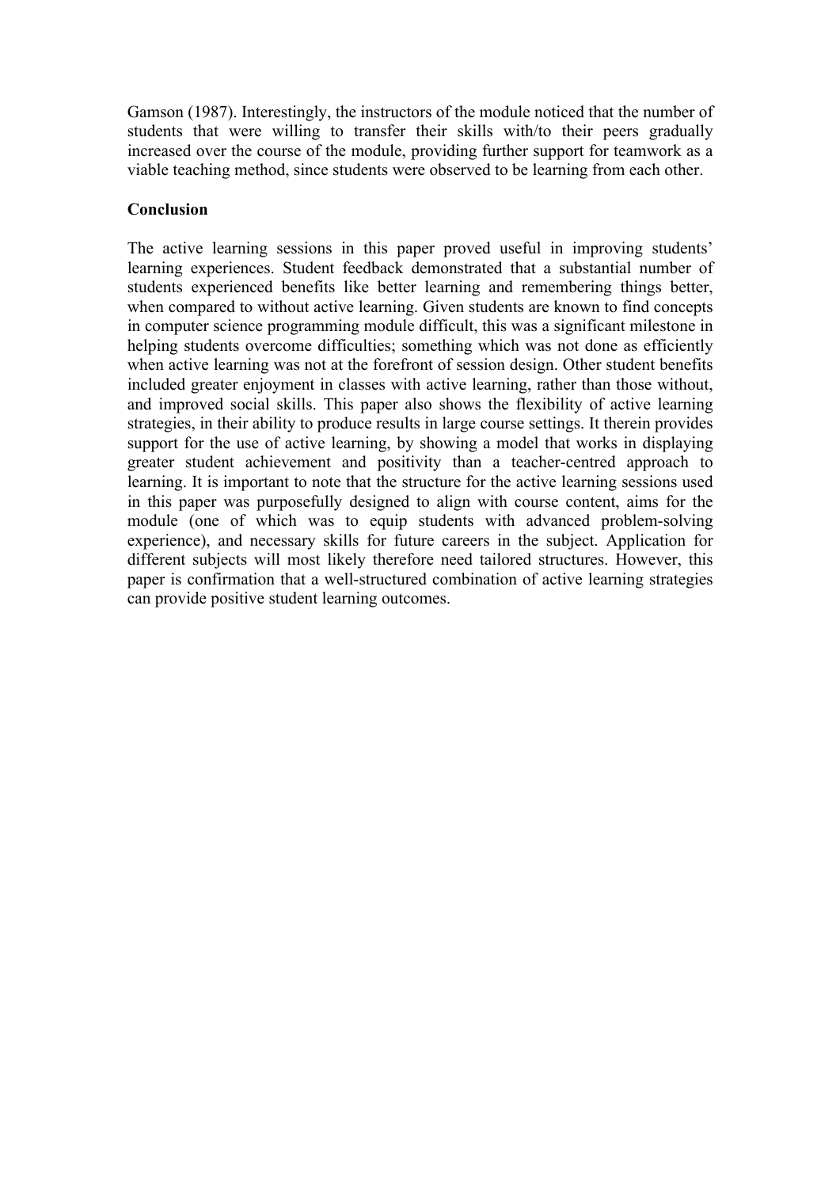Gamson (1987). Interestingly, the instructors of the module noticed that the number of students that were willing to transfer their skills with/to their peers gradually increased over the course of the module, providing further support for teamwork as a viable teaching method, since students were observed to be learning from each other.

## Conclusion

The active learning sessions in this paper proved useful in improving students' learning experiences. Student feedback demonstrated that a substantial number of students experienced benefits like better learning and remembering things better, when compared to without active learning. Given students are known to find concepts in computer science programming module difficult, this was a significant milestone in helping students overcome difficulties; something which was not done as efficiently when active learning was not at the forefront of session design. Other student benefits included greater enjoyment in classes with active learning, rather than those without, and improved social skills. This paper also shows the flexibility of active learning strategies, in their ability to produce results in large course settings. It therein provides support for the use of active learning, by showing a model that works in displaying greater student achievement and positivity than a teacher-centred approach to learning. It is important to note that the structure for the active learning sessions used in this paper was purposefully designed to align with course content, aims for the module (one of which was to equip students with advanced problem-solving experience), and necessary skills for future careers in the subject. Application for different subjects will most likely therefore need tailored structures. However, this paper is confirmation that a well-structured combination of active learning strategies can provide positive student learning outcomes.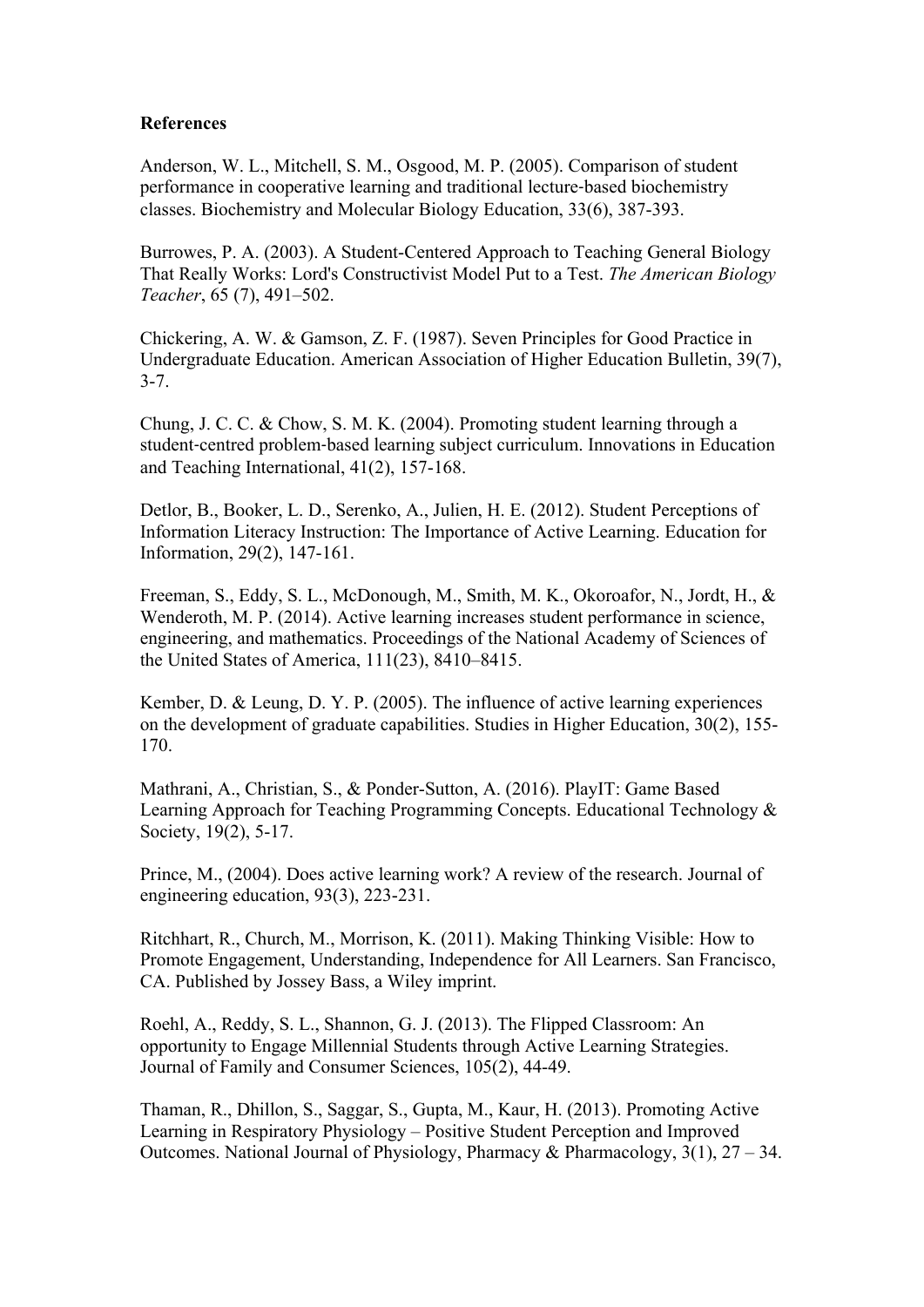**References**

Anderson, W. L., Mitchell, S. M., Osgood, M. P. (2005). Comparison of student performance in cooperative learning and traditional lecture-based biochemistry classes. Biochemistry and Molecular Biology Education, 33(6), 387-393.

Burrowes, P. A. (2003). A Student-Centered Approach to Teaching General Biology That Really Works: Lord's Constructivist Model Put to a Test. *The American Biology Teacher*, 65 (7), 491–502.

Chickering, A. W. & Gamson, Z. F. (1987). Seven Principles for Good Practice in Undergraduate Education. American Association of Higher Education Bulletin, 39(7), 3-7.

Chung, J. C. C. & Chow, S. M. K. (2004). Promoting student learning through a student-centred problem-based learning subject curriculum. Innovations in Education and Teaching International, 41(2), 157-168.

Detlor, B., Booker, L. D., Serenko, A., Julien, H. E. (2012). Student Perceptions of Information Literacy Instruction: The Importance of Active Learning. Education for Information, 29(2), 147-161.

Freeman, S., Eddy, S. L., McDonough, M., Smith, M. K., Okoroafor, N., Jordt, H., & Wenderoth, M. P. (2014). Active learning increases student performance in science, engineering, and mathematics. Proceedings of the National Academy of Sciences of the United States of America, 111(23), 8410–8415.

Kember, D. & Leung, D. Y. P. (2005). The influence of active learning experiences on the development of graduate capabilities. Studies in Higher Education, 30(2), 155-170.

Mathrani, A., Christian, S., & Ponder-Sutton, A. (2016). PlayIT: Game Based Learning Approach for Teaching Programming Concepts. Educational Technology & Society, 19(2), 5-17.

Prince, M., (2004). Does active learning work? A review of the research. Journal of engineering education, 93(3), 223-231.

Ritchhart, R., Church, M., Morrison, K. (2011). Making Thinking Visible: How to Promote Engagement, Understanding, Independence for All Learners. San Francisco, CA. Published by Jossey Bass, a Wiley imprint.

Roehl, A., Reddy, S. L., Shannon, G. J. (2013). The Flipped Classroom: An opportunity to Engage Millennial Students through Active Learning Strategies. Journal of Family and Consumer Sciences, 105(2), 44-49.

Thaman, R., Dhillon, S., Saggar, S., Gupta, M., Kaur, H. (2013). Promoting Active Learning in Respiratory Physiology – Positive Student Perception and Improved Outcomes. National Journal of Physiology, Pharmacy & Pharmacology, 3(1), 27 – 34.